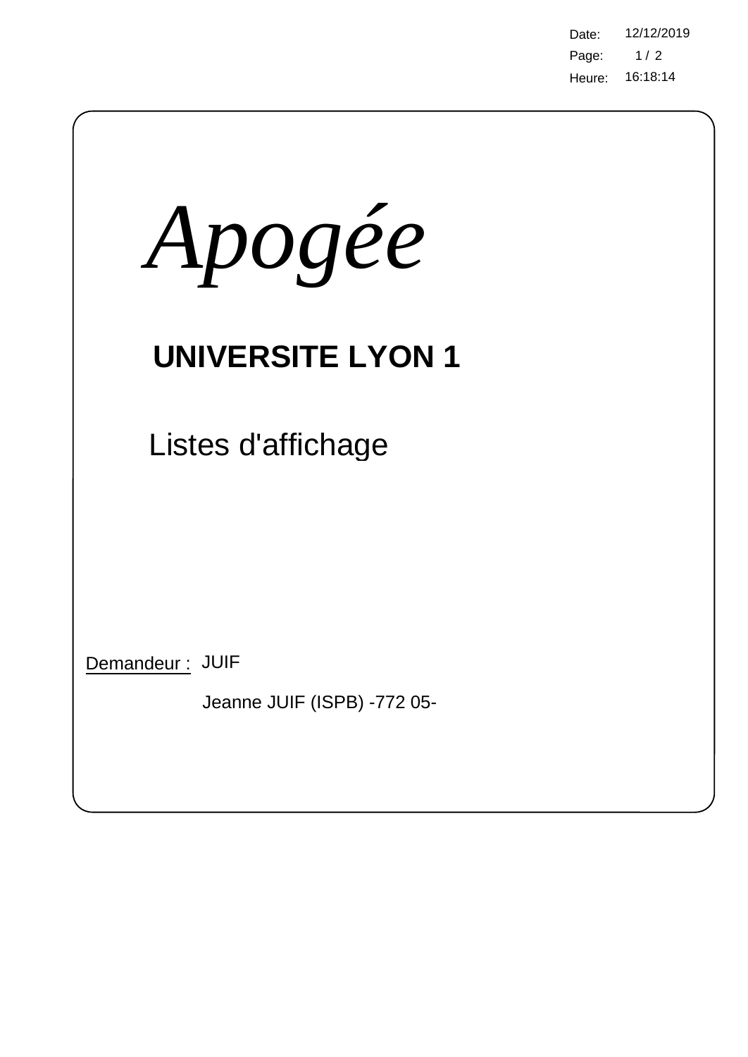Date: 12/12/2019

Heure: 16:18:14

# *Apogée*

## UNIVERSITE LYON 1

Listes d'affichage

Demandeur : JUIF

Jeanne JUIF (ISPB) -772 05-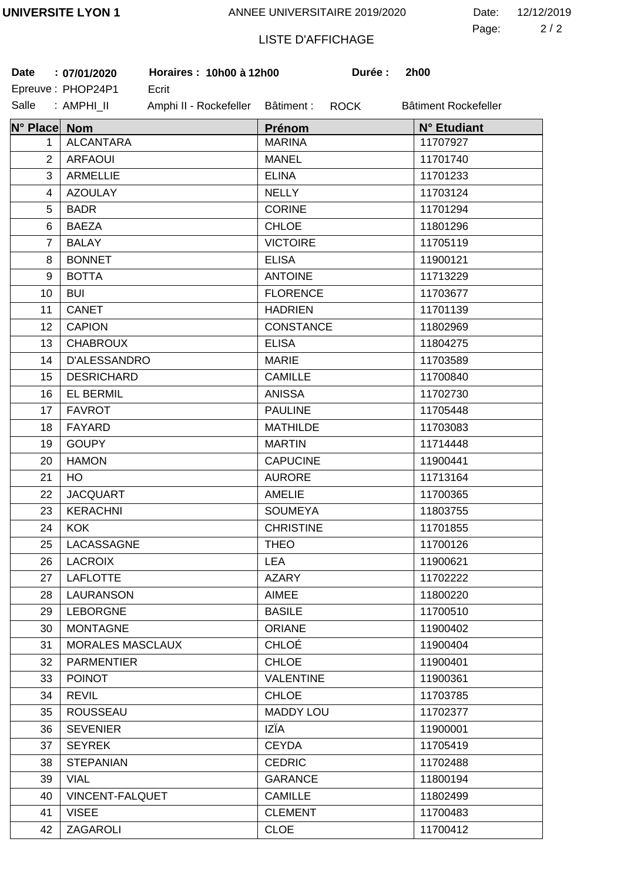**UNIVERSITE LYON 1** ANNEE UNIVERSITAIRE 2019/2020 Date: 12/12/2019

LISTE D'AFFICHAGE

**Date : 07/01/2020** **Horaires : 10h00 à 12h00** **Durée : 2h00**

Epreuve : PHOP24P1 Ecrit

Salle : AMPHI_II Amphi II - Rockefeller Bâtiment : ROCK Bâtiment Rockefeller

| N° Place | Nom | Prénom | N° Etudiant |
|---|---|---|---|
| 1 | ALCANTARA | MARINA | 11707927 |
| 2 | ARFAOUI | MANEL | 11701740 |
| 3 | ARMELLIE | ELINA | 11701233 |
| 4 | AZOULAY | NELLY | 11703124 |
| 5 | BADR | CORINE | 11701294 |
| 6 | BAEZA | CHLOE | 11801296 |
| 7 | BALAY | VICTOIRE | 11705119 |
| 8 | BONNET | ELISA | 11900121 |
| 9 | BOTTA | ANTOINE | 11713229 |
| 10 | BUI | FLORENCE | 11703677 |
| 11 | CANET | HADRIEN | 11701139 |
| 12 | CAPION | CONSTANCE | 11802969 |
| 13 | CHABROUX | ELISA | 11804275 |
| 14 | D'ALESSANDRO | MARIE | 11703589 |
| 15 | DESRICHARD | CAMILLE | 11700840 |
| 16 | EL BERMIL | ANISSA | 11702730 |
| 17 | FAVROT | PAULINE | 11705448 |
| 18 | FAYARD | MATHILDE | 11703083 |
| 19 | GOUPY | MARTIN | 11714448 |
| 20 | HAMON | CAPUCINE | 11900441 |
| 21 | HO | AURORE | 11713164 |
| 22 | JACQUART | AMELIE | 11700365 |
| 23 | KERACHNI | SOUMEYA | 11803755 |
| 24 | KOK | CHRISTINE | 11701855 |
| 25 | LACASSAGNE | THEO | 11700126 |
| 26 | LACROIX | LEA | 11900621 |
| 27 | LAFLOTTE | AZARY | 11702222 |
| 28 | LAURANSON | AIMEE | 11800220 |
| 29 | LEBORGNE | BASILE | 11700510 |
| 30 | MONTAGNE | ORIANE | 11900402 |
| 31 | MORALES MASCLAUX | CHLOÉ | 11900404 |
| 32 | PARMENTIER | CHLOE | 11900401 |
| 33 | POINOT | VALENTINE | 11900361 |
| 34 | REVIL | CHLOE | 11703785 |
| 35 | ROUSSEAU | MADDY LOU | 11702377 |
| 36 | SEVENIER | IZÏA | 11900001 |
| 37 | SEYREK | CEYDA | 11705419 |
| 38 | STEPANIAN | CEDRIC | 11702488 |
| 39 | VIAL | GARANCE | 11800194 |
| 40 | VINCENT-FALQUET | CAMILLE | 11802499 |
| 41 | VISEE | CLEMENT | 11700483 |
| 42 | ZAGAROLI | CLOE | 11700412 |